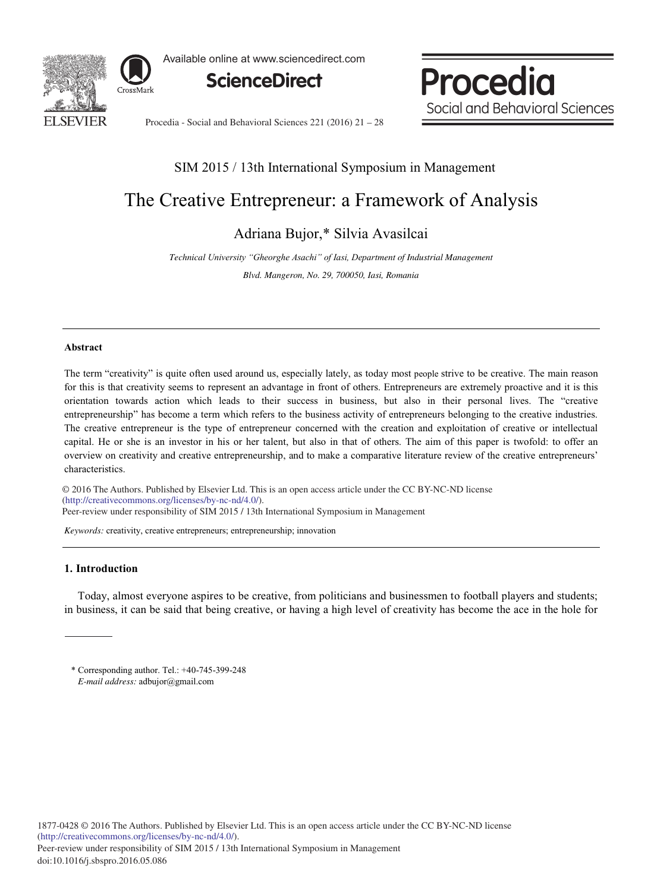SIM 2015 / 13th International Symposium in Management

# The Creative Entrepreneur: a Framework of Analysis

Adriana Bujor,* Silvia Avasilcai

*Technical University "Gheorghe Asachi" of Iasi, Department of Industrial Management*

*Blvd. Mangeron, No. 29, 700050, Iasi, Romania*

---

## Abstract

The term "creativity" is quite often used around us, especially lately, as today most people strive to be creative. The main reason for this is that creativity seems to represent an advantage in front of others. Entrepreneurs are extremely proactive and it is this orientation towards action which leads to their success in business, but also in their personal lives. The "creative entrepreneurship" has become a term which refers to the business activity of entrepreneurs belonging to the creative industries. The creative entrepreneur is the type of entrepreneur concerned with the creation and exploitation of creative or intellectual capital. He or she is an investor in his or her talent, but also in that of others. The aim of this paper is twofold: to offer an overview on creativity and creative entrepreneurship, and to make a comparative literature review of the creative entrepreneurs' characteristics.

© 2016 The Authors. Published by Elsevier Ltd. This is an open access article under the CC BY-NC-ND license (http://creativecommons.org/licenses/by-nc-nd/4.0/).
Peer-review under responsibility of SIM 2015 / 13th International Symposium in Management

*Keywords:* creativity, creative entrepreneurs; entrepreneurship; innovation

---

## 1. Introduction

Today, almost everyone aspires to be creative, from politicians and businessmen to football players and students; in business, it can be said that being creative, or having a high level of creativity has become the ace in the hole for

\* Corresponding author. Tel.: +40-745-399-248
*E-mail address:* adbujor@gmail.com

1877-0428 © 2016 The Authors. Published by Elsevier Ltd. This is an open access article under the CC BY-NC-ND license (http://creativecommons.org/licenses/by-nc-nd/4.0/).
Peer-review under responsibility of SIM 2015 / 13th International Symposium in Management
doi:10.1016/j.sbspro.2016.05.086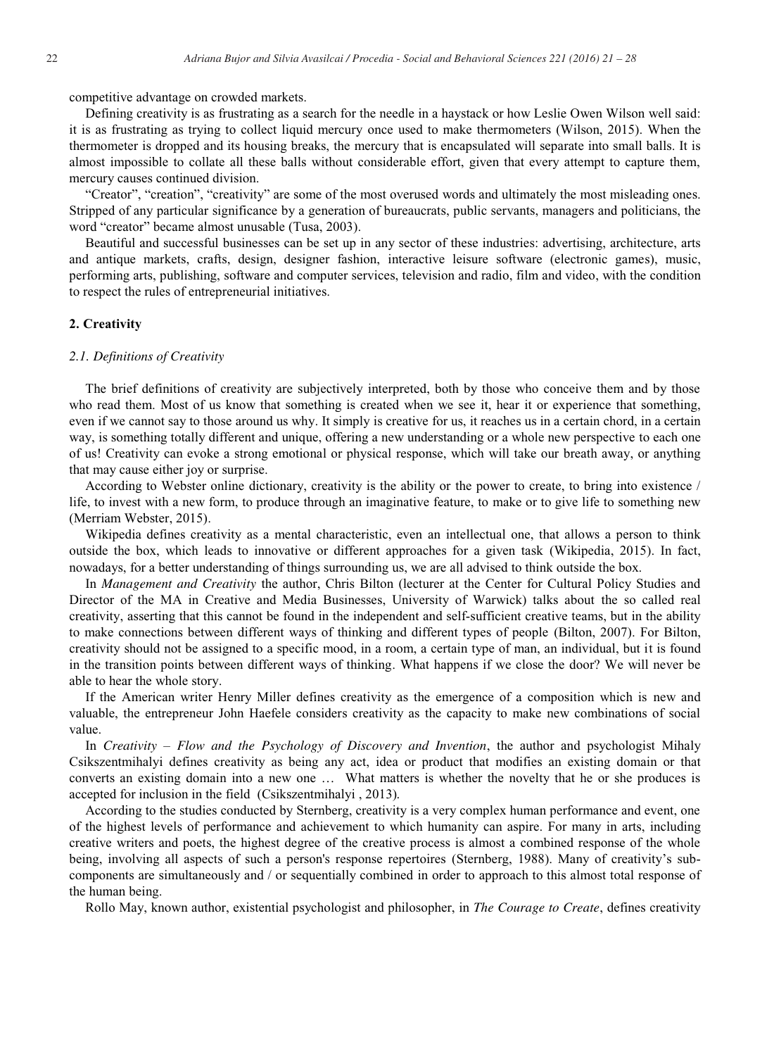competitive advantage on crowded markets.

Defining creativity is as frustrating as a search for the needle in a haystack or how Leslie Owen Wilson well said: it is as frustrating as trying to collect liquid mercury once used to make thermometers (Wilson, 2015). When the thermometer is dropped and its housing breaks, the mercury that is encapsulated will separate into small balls. It is almost impossible to collate all these balls without considerable effort, given that every attempt to capture them, mercury causes continued division.

"Creator", "creation", "creativity" are some of the most overused words and ultimately the most misleading ones. Stripped of any particular significance by a generation of bureaucrats, public servants, managers and politicians, the word "creator" became almost unusable (Tusa, 2003).

Beautiful and successful businesses can be set up in any sector of these industries: advertising, architecture, arts and antique markets, crafts, design, designer fashion, interactive leisure software (electronic games), music, performing arts, publishing, software and computer services, television and radio, film and video, with the condition to respect the rules of entrepreneurial initiatives.

## 2. Creativity

### *2.1. Definitions of Creativity*

The brief definitions of creativity are subjectively interpreted, both by those who conceive them and by those who read them. Most of us know that something is created when we see it, hear it or experience that something, even if we cannot say to those around us why. It simply is creative for us, it reaches us in a certain chord, in a certain way, is something totally different and unique, offering a new understanding or a whole new perspective to each one of us! Creativity can evoke a strong emotional or physical response, which will take our breath away, or anything that may cause either joy or surprise.

According to Webster online dictionary, creativity is the ability or the power to create, to bring into existence / life, to invest with a new form, to produce through an imaginative feature, to make or to give life to something new (Merriam Webster, 2015).

Wikipedia defines creativity as a mental characteristic, even an intellectual one, that allows a person to think outside the box, which leads to innovative or different approaches for a given task (Wikipedia, 2015). In fact, nowadays, for a better understanding of things surrounding us, we are all advised to think outside the box.

In *Management and Creativity* the author, Chris Bilton (lecturer at the Center for Cultural Policy Studies and Director of the MA in Creative and Media Businesses, University of Warwick) talks about the so called real creativity, asserting that this cannot be found in the independent and self-sufficient creative teams, but in the ability to make connections between different ways of thinking and different types of people (Bilton, 2007). For Bilton, creativity should not be assigned to a specific mood, in a room, a certain type of man, an individual, but it is found in the transition points between different ways of thinking. What happens if we close the door? We will never be able to hear the whole story.

If the American writer Henry Miller defines creativity as the emergence of a composition which is new and valuable, the entrepreneur John Haefele considers creativity as the capacity to make new combinations of social value.

In *Creativity – Flow and the Psychology of Discovery and Invention*, the author and psychologist Mihaly Csikszentmihalyi defines creativity as being any act, idea or product that modifies an existing domain or that converts an existing domain into a new one … What matters is whether the novelty that he or she produces is accepted for inclusion in the field (Csikszentmihalyi , 2013).

According to the studies conducted by Sternberg, creativity is a very complex human performance and event, one of the highest levels of performance and achievement to which humanity can aspire. For many in arts, including creative writers and poets, the highest degree of the creative process is almost a combined response of the whole being, involving all aspects of such a person's response repertoires (Sternberg, 1988). Many of creativity's sub-components are simultaneously and / or sequentially combined in order to approach to this almost total response of the human being.

Rollo May, known author, existential psychologist and philosopher, in *The Courage to Create*, defines creativity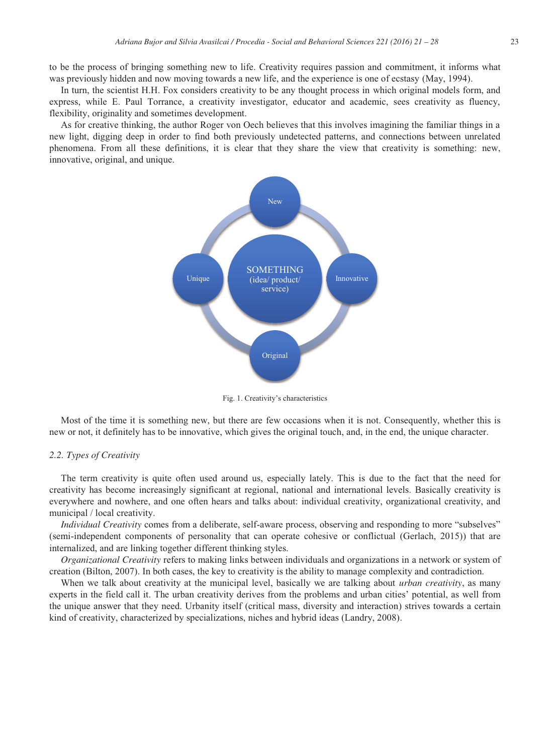to be the process of bringing something new to life. Creativity requires passion and commitment, it informs what was previously hidden and now moving towards a new life, and the experience is one of ecstasy (May, 1994).

In turn, the scientist H.H. Fox considers creativity to be any thought process in which original models form, and express, while E. Paul Torrance, a creativity investigator, educator and academic, sees creativity as fluency, flexibility, originality and sometimes development.

As for creative thinking, the author Roger von Oech believes that this involves imagining the familiar things in a new light, digging deep in order to find both previously undetected patterns, and connections between unrelated phenomena. From all these definitions, it is clear that they share the view that creativity is something: new, innovative, original, and unique.

Fig. 1. Creativity's characteristics

Most of the time it is something new, but there are few occasions when it is not. Consequently, whether this is new or not, it definitely has to be innovative, which gives the original touch, and, in the end, the unique character.

### 2.2. Types of Creativity

The term creativity is quite often used around us, especially lately. This is due to the fact that the need for creativity has become increasingly significant at regional, national and international levels. Basically creativity is everywhere and nowhere, and one often hears and talks about: individual creativity, organizational creativity, and municipal / local creativity.

*Individual Creativity* comes from a deliberate, self-aware process, observing and responding to more "subselves" (semi-independent components of personality that can operate cohesive or conflictual (Gerlach, 2015)) that are internalized, and are linking together different thinking styles.

*Organizational Creativity* refers to making links between individuals and organizations in a network or system of creation (Bilton, 2007). In both cases, the key to creativity is the ability to manage complexity and contradiction.

When we talk about creativity at the municipal level, basically we are talking about *urban creativity*, as many experts in the field call it. The urban creativity derives from the problems and urban cities' potential, as well from the unique answer that they need. Urbanity itself (critical mass, diversity and interaction) strives towards a certain kind of creativity, characterized by specializations, niches and hybrid ideas (Landry, 2008).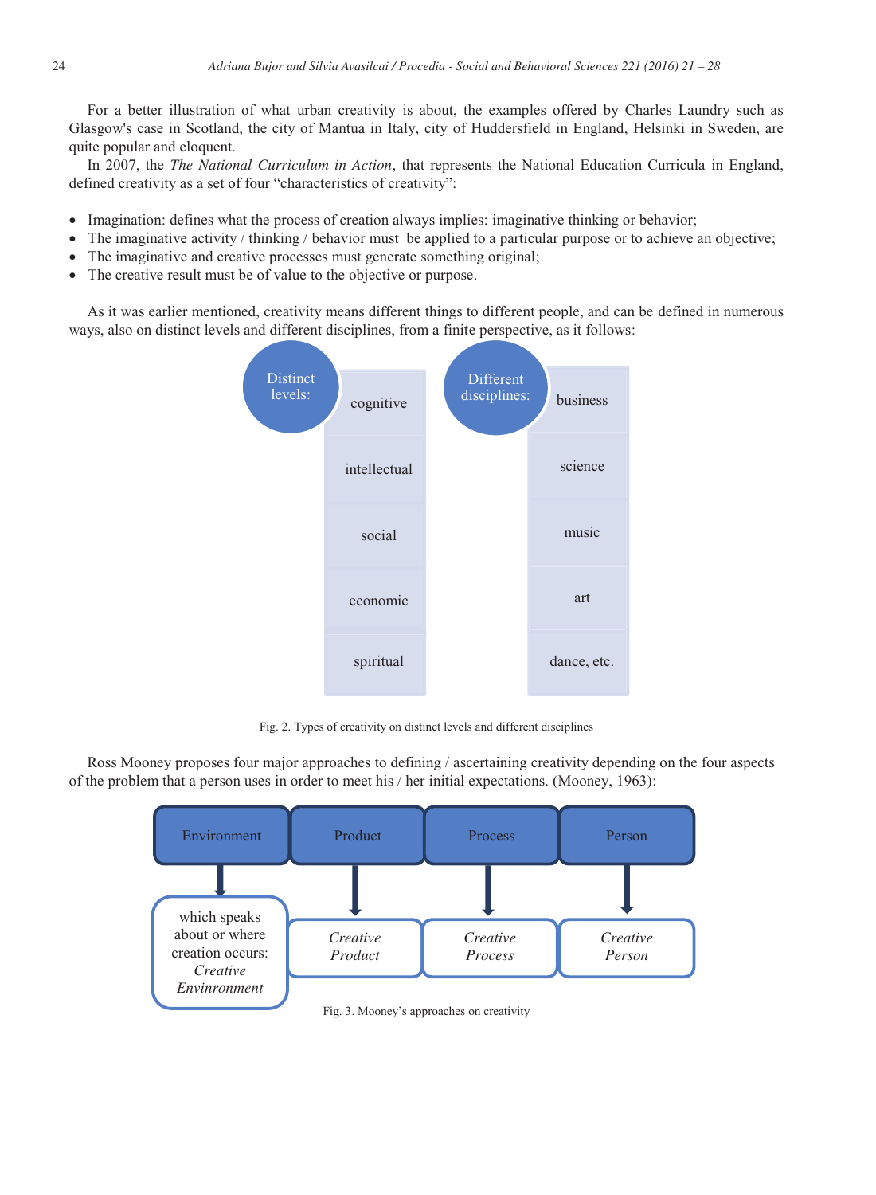For a better illustration of what urban creativity is about, the examples offered by Charles Laundry such as Glasgow's case in Scotland, the city of Mantua in Italy, city of Huddersfield in England, Helsinki in Sweden, are quite popular and eloquent.

In 2007, the *The National Curriculum in Action*, that represents the National Education Curricula in England, defined creativity as a set of four "characteristics of creativity":

- Imagination: defines what the process of creation always implies: imaginative thinking or behavior;
- The imaginative activity / thinking / behavior must be applied to a particular purpose or to achieve an objective;
- The imaginative and creative processes must generate something original;
- The creative result must be of value to the objective or purpose.

As it was earlier mentioned, creativity means different things to different people, and can be defined in numerous ways, also on distinct levels and different disciplines, from a finite perspective, as it follows:

| Distinct levels: | Different disciplines: |
|---|---|
| cognitive | business |
| intellectual | science |
| social | music |
| economic | art |
| spiritual | dance, etc. |

Fig. 2. Types of creativity on distinct levels and different disciplines

Ross Mooney proposes four major approaches to defining / ascertaining creativity depending on the four aspects of the problem that a person uses in order to meet his / her initial expectations. (Mooney, 1963):

| Environment | Product | Process | Person |
|---|---|---|---|
| which speaks about or where creation occurs: *Creative Envinronment* | *Creative Product* | *Creative Process* | *Creative Person* |

Fig. 3. Mooney's approaches on creativity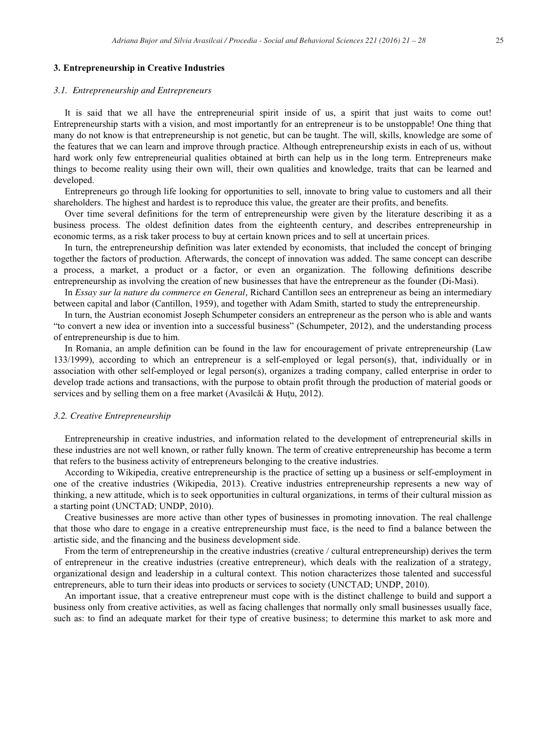## 3. Entrepreneurship in Creative Industries

### *3.1. Entrepreneurship and Entrepreneurs*

It is said that we all have the entrepreneurial spirit inside of us, a spirit that just waits to come out! Entrepreneurship starts with a vision, and most importantly for an entrepreneur is to be unstoppable! One thing that many do not know is that entrepreneurship is not genetic, but can be taught. The will, skills, knowledge are some of the features that we can learn and improve through practice. Although entrepreneurship exists in each of us, without hard work only few entrepreneurial qualities obtained at birth can help us in the long term. Entrepreneurs make things to become reality using their own will, their own qualities and knowledge, traits that can be learned and developed.

Entrepreneurs go through life looking for opportunities to sell, innovate to bring value to customers and all their shareholders. The highest and hardest is to reproduce this value, the greater are their profits, and benefits.

Over time several definitions for the term of entrepreneurship were given by the literature describing it as a business process. The oldest definition dates from the eighteenth century, and describes entrepreneurship in economic terms, as a risk taker process to buy at certain known prices and to sell at uncertain prices.

In turn, the entrepreneurship definition was later extended by economists, that included the concept of bringing together the factors of production. Afterwards, the concept of innovation was added. The same concept can describe a process, a market, a product or a factor, or even an organization. The following definitions describe entrepreneurship as involving the creation of new businesses that have the entrepreneur as the founder (Di-Masi).

In *Essay sur la nature du commerce en General*, Richard Cantillon sees an entrepreneur as being an intermediary between capital and labor (Cantillon, 1959), and together with Adam Smith, started to study the entrepreneurship.

In turn, the Austrian economist Joseph Schumpeter considers an entrepreneur as the person who is able and wants "to convert a new idea or invention into a successful business" (Schumpeter, 2012), and the understanding process of entrepreneurship is due to him.

In Romania, an ample definition can be found in the law for encouragement of private entrepreneurship (Law 133/1999), according to which an entrepreneur is a self-employed or legal person(s), that, individually or in association with other self-employed or legal person(s), organizes a trading company, called enterprise in order to develop trade actions and transactions, with the purpose to obtain profit through the production of material goods or services and by selling them on a free market (Avasilcăi & Huţu, 2012).

### *3.2. Creative Entrepreneurship*

Entrepreneurship in creative industries, and information related to the development of entrepreneurial skills in these industries are not well known, or rather fully known. The term of creative entrepreneurship has become a term that refers to the business activity of entrepreneurs belonging to the creative industries.

According to Wikipedia, creative entrepreneurship is the practice of setting up a business or self-employment in one of the creative industries (Wikipedia, 2013). Creative industries entrepreneurship represents a new way of thinking, a new attitude, which is to seek opportunities in cultural organizations, in terms of their cultural mission as a starting point (UNCTAD; UNDP, 2010).

Creative businesses are more active than other types of businesses in promoting innovation. The real challenge that those who dare to engage in a creative entrepreneurship must face, is the need to find a balance between the artistic side, and the financing and the business development side.

From the term of entrepreneurship in the creative industries (creative / cultural entrepreneurship) derives the term of entrepreneur in the creative industries (creative entrepreneur), which deals with the realization of a strategy, organizational design and leadership in a cultural context. This notion characterizes those talented and successful entrepreneurs, able to turn their ideas into products or services to society (UNCTAD; UNDP, 2010).

An important issue, that a creative entrepreneur must cope with is the distinct challenge to build and support a business only from creative activities, as well as facing challenges that normally only small businesses usually face, such as: to find an adequate market for their type of creative business; to determine this market to ask more and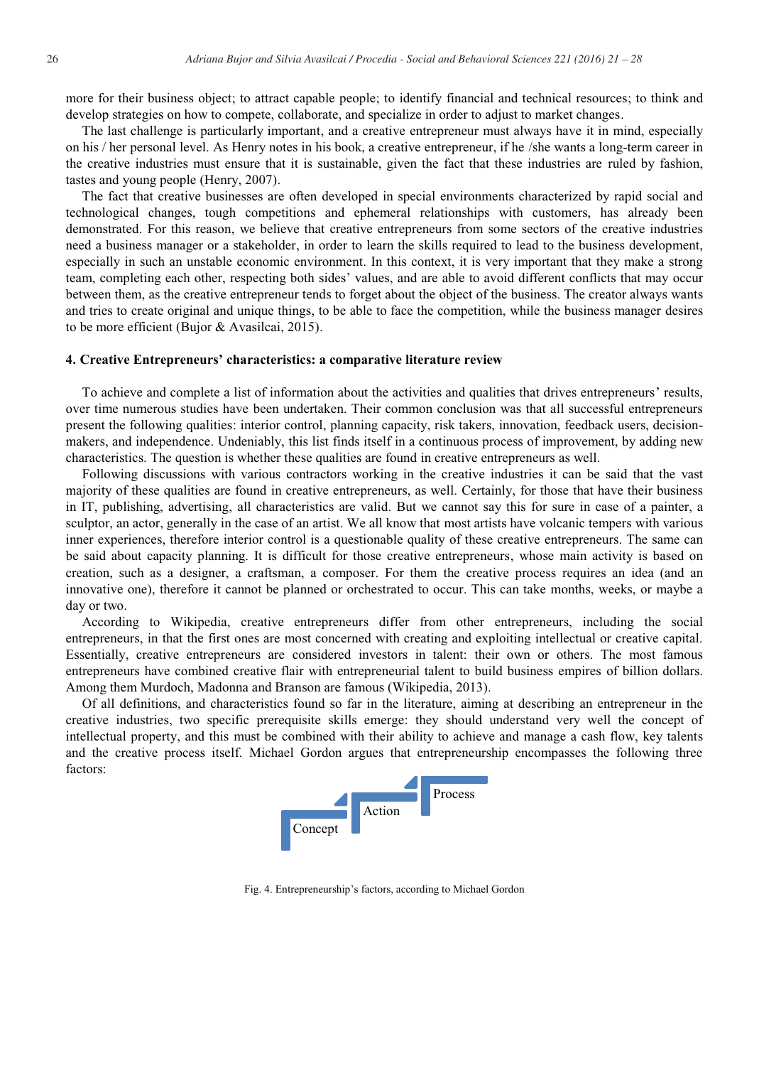more for their business object; to attract capable people; to identify financial and technical resources; to think and develop strategies on how to compete, collaborate, and specialize in order to adjust to market changes.

The last challenge is particularly important, and a creative entrepreneur must always have it in mind, especially on his / her personal level. As Henry notes in his book, a creative entrepreneur, if he /she wants a long-term career in the creative industries must ensure that it is sustainable, given the fact that these industries are ruled by fashion, tastes and young people (Henry, 2007).

The fact that creative businesses are often developed in special environments characterized by rapid social and technological changes, tough competitions and ephemeral relationships with customers, has already been demonstrated. For this reason, we believe that creative entrepreneurs from some sectors of the creative industries need a business manager or a stakeholder, in order to learn the skills required to lead to the business development, especially in such an unstable economic environment. In this context, it is very important that they make a strong team, completing each other, respecting both sides' values, and are able to avoid different conflicts that may occur between them, as the creative entrepreneur tends to forget about the object of the business. The creator always wants and tries to create original and unique things, to be able to face the competition, while the business manager desires to be more efficient (Bujor & Avasilcai, 2015).

## 4. Creative Entrepreneurs' characteristics: a comparative literature review

To achieve and complete a list of information about the activities and qualities that drives entrepreneurs' results, over time numerous studies have been undertaken. Their common conclusion was that all successful entrepreneurs present the following qualities: interior control, planning capacity, risk takers, innovation, feedback users, decision-makers, and independence. Undeniably, this list finds itself in a continuous process of improvement, by adding new characteristics. The question is whether these qualities are found in creative entrepreneurs as well.

Following discussions with various contractors working in the creative industries it can be said that the vast majority of these qualities are found in creative entrepreneurs, as well. Certainly, for those that have their business in IT, publishing, advertising, all characteristics are valid. But we cannot say this for sure in case of a painter, a sculptor, an actor, generally in the case of an artist. We all know that most artists have volcanic tempers with various inner experiences, therefore interior control is a questionable quality of these creative entrepreneurs. The same can be said about capacity planning. It is difficult for those creative entrepreneurs, whose main activity is based on creation, such as a designer, a craftsman, a composer. For them the creative process requires an idea (and an innovative one), therefore it cannot be planned or orchestrated to occur. This can take months, weeks, or maybe a day or two.

According to Wikipedia, creative entrepreneurs differ from other entrepreneurs, including the social entrepreneurs, in that the first ones are most concerned with creating and exploiting intellectual or creative capital. Essentially, creative entrepreneurs are considered investors in talent: their own or others. The most famous entrepreneurs have combined creative flair with entrepreneurial talent to build business empires of billion dollars. Among them Murdoch, Madonna and Branson are famous (Wikipedia, 2013).

Of all definitions, and characteristics found so far in the literature, aiming at describing an entrepreneur in the creative industries, two specific prerequisite skills emerge: they should understand very well the concept of intellectual property, and this must be combined with their ability to achieve and manage a cash flow, key talents and the creative process itself. Michael Gordon argues that entrepreneurship encompasses the following three factors:

Concept

Action

Process

Fig. 4. Entrepreneurship's factors, according to Michael Gordon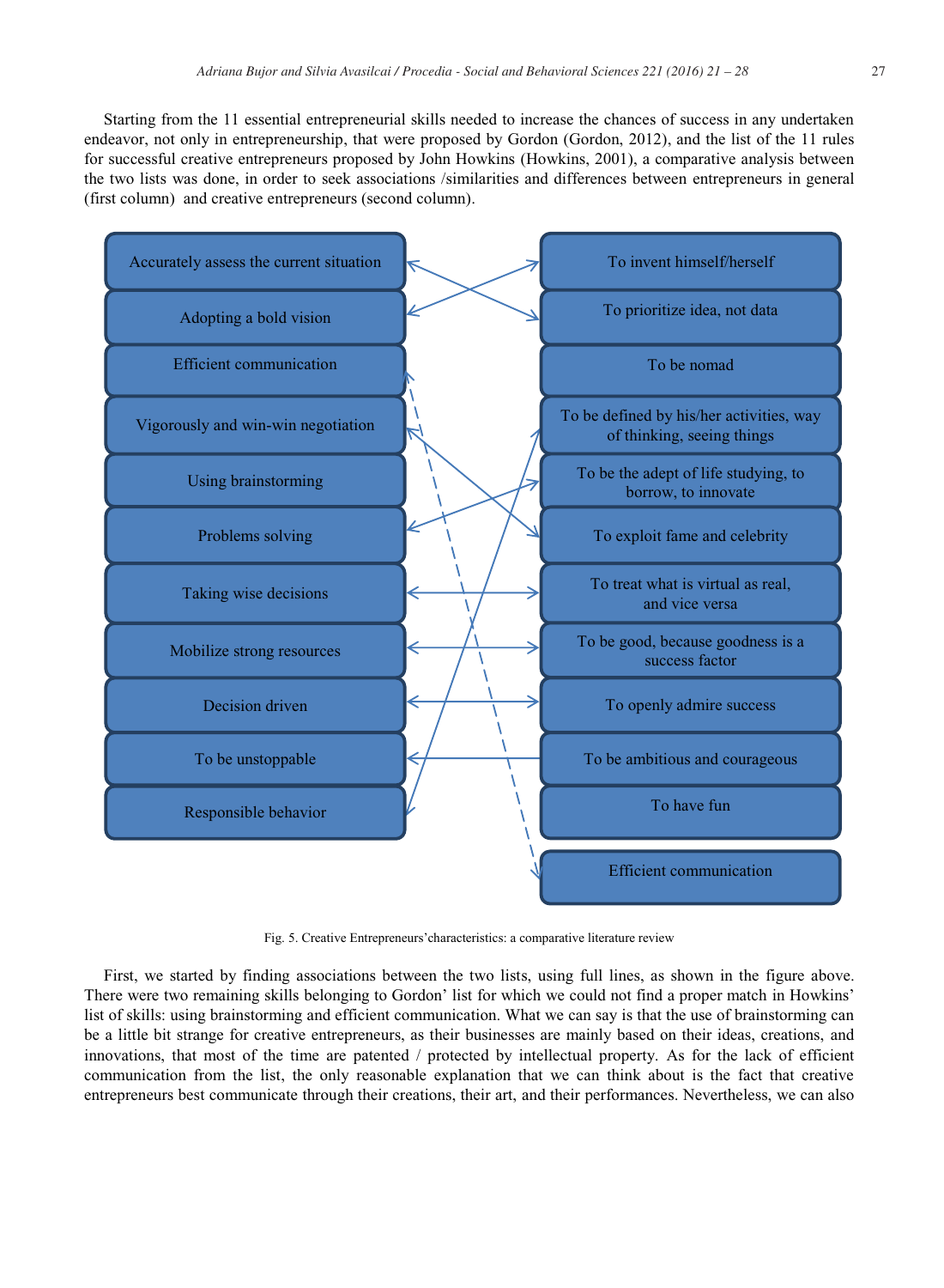Starting from the 11 essential entrepreneurial skills needed to increase the chances of success in any undertaken endeavor, not only in entrepreneurship, that were proposed by Gordon (Gordon, 2012), and the list of the 11 rules for successful creative entrepreneurs proposed by John Howkins (Howkins, 2001), a comparative analysis between the two lists was done, in order to seek associations /similarities and differences between entrepreneurs in general (first column) and creative entrepreneurs (second column).

Accurately assess the current situation

Adopting a bold vision

Efficient communication

Vigorously and win-win negotiation

Using brainstorming

Problems solving

Taking wise decisions

Mobilize strong resources

Decision driven

To be unstoppable

Responsible behavior

To invent himself/herself

To prioritize idea, not data

To be nomad

To be defined by his/her activities, way of thinking, seeing things

To be the adept of life studying, to borrow, to innovate

To exploit fame and celebrity

To treat what is virtual as real, and vice versa

To be good, because goodness is a success factor

To openly admire success

To be ambitious and courageous

To have fun

Efficient communication

Fig. 5. Creative Entrepreneurs' characteristics: a comparative literature review

First, we started by finding associations between the two lists, using full lines, as shown in the figure above. There were two remaining skills belonging to Gordon' list for which we could not find a proper match in Howkins' list of skills: using brainstorming and efficient communication. What we can say is that the use of brainstorming can be a little bit strange for creative entrepreneurs, as their businesses are mainly based on their ideas, creations, and innovations, that most of the time are patented / protected by intellectual property. As for the lack of efficient communication from the list, the only reasonable explanation that we can think about is the fact that creative entrepreneurs best communicate through their creations, their art, and their performances. Nevertheless, we can also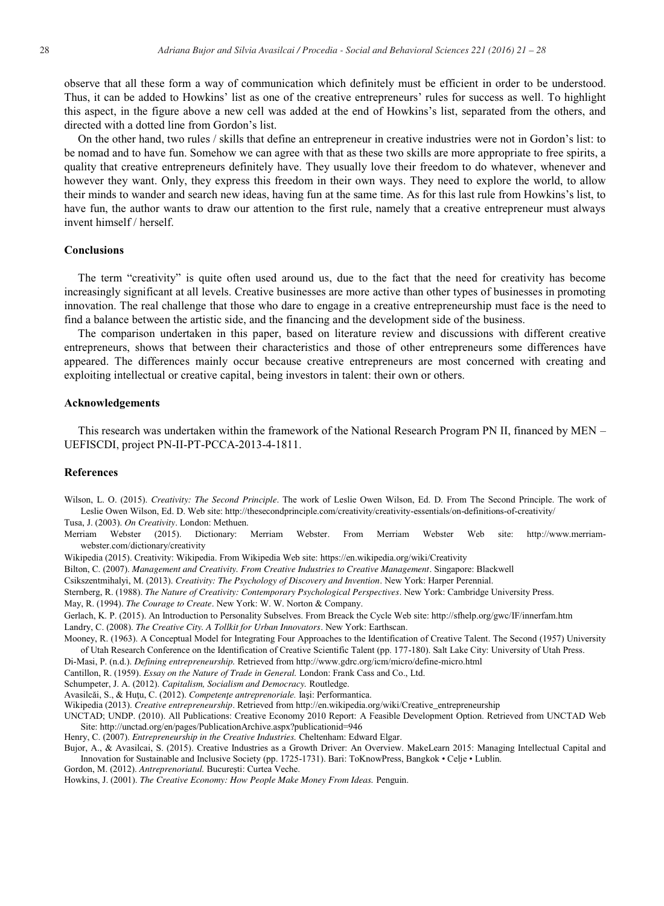observe that all these form a way of communication which definitely must be efficient in order to be understood. Thus, it can be added to Howkins' list as one of the creative entrepreneurs' rules for success as well. To highlight this aspect, in the figure above a new cell was added at the end of Howkins's list, separated from the others, and directed with a dotted line from Gordon's list.

On the other hand, two rules / skills that define an entrepreneur in creative industries were not in Gordon's list: to be nomad and to have fun. Somehow we can agree with that as these two skills are more appropriate to free spirits, a quality that creative entrepreneurs definitely have. They usually love their freedom to do whatever, whenever and however they want. Only, they express this freedom in their own ways. They need to explore the world, to allow their minds to wander and search new ideas, having fun at the same time. As for this last rule from Howkins's list, to have fun, the author wants to draw our attention to the first rule, namely that a creative entrepreneur must always invent himself / herself.

## Conclusions

The term "creativity" is quite often used around us, due to the fact that the need for creativity has become increasingly significant at all levels. Creative businesses are more active than other types of businesses in promoting innovation. The real challenge that those who dare to engage in a creative entrepreneurship must face is the need to find a balance between the artistic side, and the financing and the development side of the business.

The comparison undertaken in this paper, based on literature review and discussions with different creative entrepreneurs, shows that between their characteristics and those of other entrepreneurs some differences have appeared. The differences mainly occur because creative entrepreneurs are most concerned with creating and exploiting intellectual or creative capital, being investors in talent: their own or others.

## Acknowledgements

This research was undertaken within the framework of the National Research Program PN II, financed by MEN – UEFISCDI, project PN-II-PT-PCCA-2013-4-1811.

## References

Wilson, L. O. (2015). *Creativity: The Second Principle*. The work of Leslie Owen Wilson, Ed. D. From The Second Principle. The work of Leslie Owen Wilson, Ed. D. Web site: http://thesecondprinciple.com/creativity/creativity-essentials/on-definitions-of-creativity/

Tusa, J. (2003). *On Creativity*. London: Methuen.

Merriam Webster (2015). Dictionary: Merriam Webster. From Merriam Webster Web site: http://www.merriam-webster.com/dictionary/creativity

Wikipedia (2015). Creativity: Wikipedia. From Wikipedia Web site: https://en.wikipedia.org/wiki/Creativity

Bilton, C. (2007). *Management and Creativity. From Creative Industries to Creative Management*. Singapore: Blackwell

Csikszentmihalyi, M. (2013). *Creativity: The Psychology of Discovery and Invention*. New York: Harper Perennial.

Sternberg, R. (1988). *The Nature of Creativity: Contemporary Psychological Perspectives*. New York: Cambridge University Press.

May, R. (1994). *The Courage to Create*. New York: W. W. Norton & Company.

Gerlach, K. P. (2015). An Introduction to Personality Subselves. From Breack the Cycle Web site: http://sfhelp.org/gwc/IF/innerfam.htm

Landry, C. (2008). *The Creative City. A Tollkit for Urban Innovators*. New York: Earthscan.

Mooney, R. (1963). A Conceptual Model for Integrating Four Approaches to the Identification of Creative Talent. The Second (1957) University of Utah Research Conference on the Identification of Creative Scientific Talent (pp. 177-180). Salt Lake City: University of Utah Press.

Di-Masi, P. (n.d.). *Defining entrepreneurship.* Retrieved from http://www.gdrc.org/icm/micro/define-micro.html

Cantillon, R. (1959). *Essay on the Nature of Trade in General.* London: Frank Cass and Co., Ltd.

Schumpeter, J. A. (2012). *Capitalism, Socialism and Democracy.* Routledge.

Avasilcăi, S., & Huțu, C. (2012). *Competențe antreprenoriale.* Iași: Performantica.

Wikipedia (2013). *Creative entrepreneurship*. Retrieved from http://en.wikipedia.org/wiki/Creative_entrepreneurship

UNCTAD; UNDP. (2010). All Publications: Creative Economy 2010 Report: A Feasible Development Option. Retrieved from UNCTAD Web Site: http://unctad.org/en/pages/PublicationArchive.aspx?publicationid=946

Henry, C. (2007). *Entrepreneurship in the Creative Industries.* Cheltenham: Edward Elgar.

Bujor, A., & Avasilcai, S. (2015). Creative Industries as a Growth Driver: An Overview. MakeLearn 2015: Managing Intellectual Capital and Innovation for Sustainable and Inclusive Society (pp. 1725-1731). Bari: ToKnowPress, Bangkok • Celje • Lublin.

Gordon, M. (2012). *Antreprenoriatul.* București: Curtea Veche.

Howkins, J. (2001). *The Creative Economy: How People Make Money From Ideas.* Penguin.